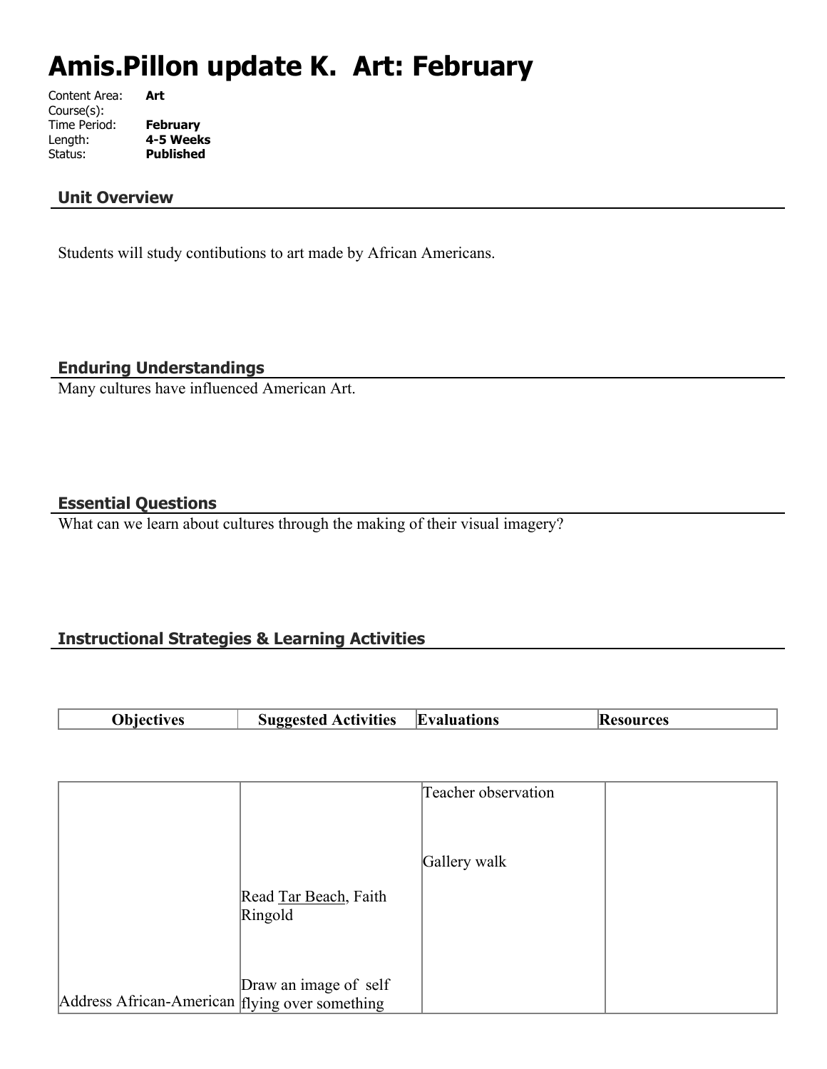# Amis.Pillon update K. Art: February

Content Area: **Art**
Course(s):
Time Period: **February**
Length: **4-5 Weeks**
Status: **Published**

## Unit Overview

Students will study contibutions to art made by African Americans.

## Enduring Understandings

Many cultures have influenced American Art.

## Essential Questions

What can we learn about cultures through the making of their visual imagery?

## Instructional Strategies & Learning Activities

| Objectives | Suggested Activities | Evaluations | Resources |
|---|---|---|---|
| Address African-American | Read Tar Beach, Faith Ringold<br><br>Draw an image of self flying over something | Teacher observation<br><br>Gallery walk | |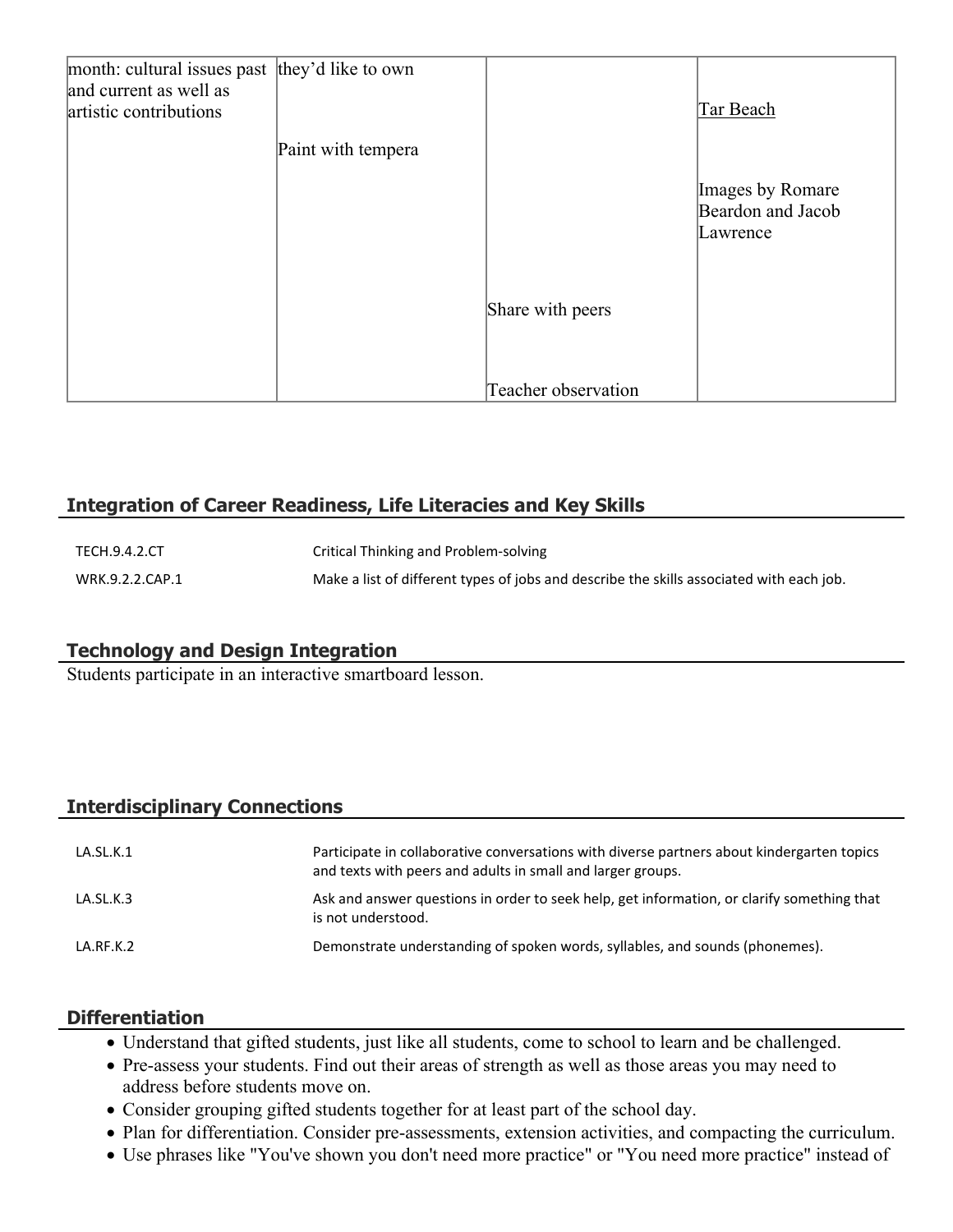| | | | |
|---|---|---|---|
| month: cultural issues past and current as well as artistic contributions | they'd like to own<br><br>Paint with tempera | Share with peers<br><br>Teacher observation | Tar Beach<br><br>Images by Romare Beardon and Jacob Lawrence |

## Integration of Career Readiness, Life Literacies and Key Skills

| | |
|---|---|
| TECH.9.4.2.CT | Critical Thinking and Problem-solving |
| WRK.9.2.2.CAP.1 | Make a list of different types of jobs and describe the skills associated with each job. |

## Technology and Design Integration

Students participate in an interactive smartboard lesson.

## Interdisciplinary Connections

| | |
|---|---|
| LA.SL.K.1 | Participate in collaborative conversations with diverse partners about kindergarten topics and texts with peers and adults in small and larger groups. |
| LA.SL.K.3 | Ask and answer questions in order to seek help, get information, or clarify something that is not understood. |
| LA.RF.K.2 | Demonstrate understanding of spoken words, syllables, and sounds (phonemes). |

## Differentiation

- Understand that gifted students, just like all students, come to school to learn and be challenged.
- Pre-assess your students. Find out their areas of strength as well as those areas you may need to address before students move on.
- Consider grouping gifted students together for at least part of the school day.
- Plan for differentiation. Consider pre-assessments, extension activities, and compacting the curriculum.
- Use phrases like "You've shown you don't need more practice" or "You need more practice" instead of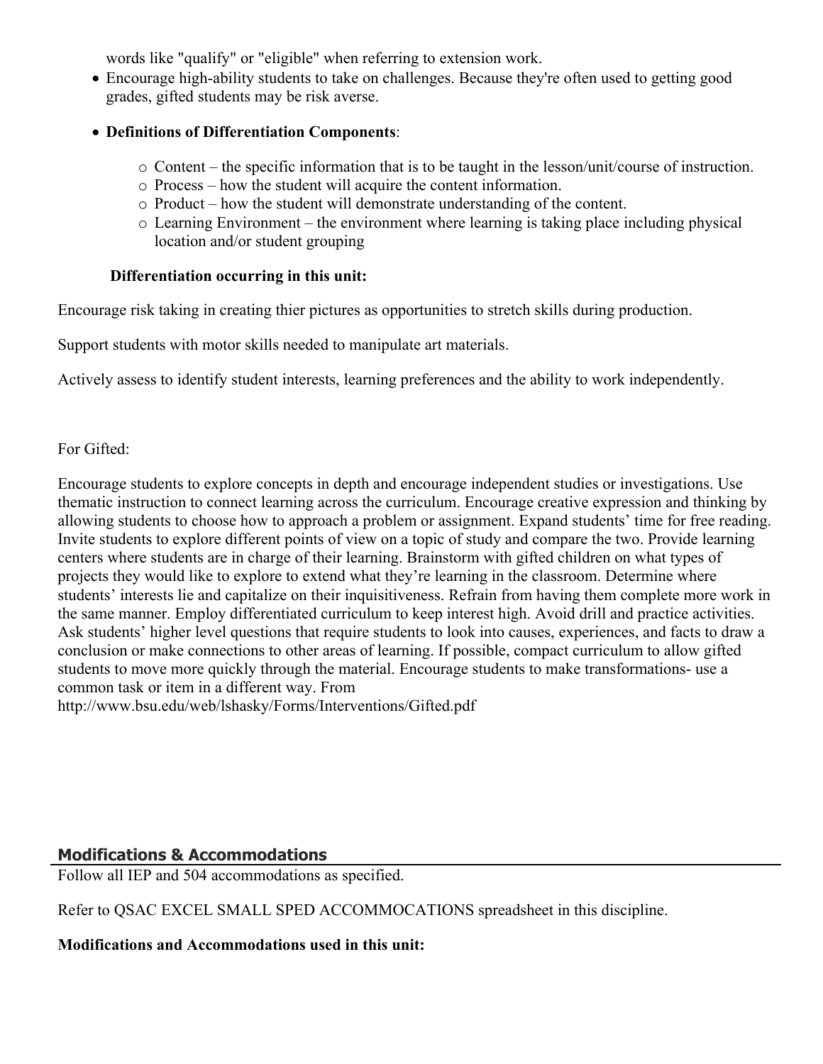words like "qualify" or "eligible" when referring to extension work.

- Encourage high-ability students to take on challenges. Because they're often used to getting good grades, gifted students may be risk averse.
- **Definitions of Differentiation Components**:
  - Content – the specific information that is to be taught in the lesson/unit/course of instruction.
  - Process – how the student will acquire the content information.
  - Product – how the student will demonstrate understanding of the content.
  - Learning Environment – the environment where learning is taking place including physical location and/or student grouping

**Differentiation occurring in this unit:**

Encourage risk taking in creating thier pictures as opportunities to stretch skills during production.

Support students with motor skills needed to manipulate art materials.

Actively assess to identify student interests, learning preferences and the ability to work independently.

For Gifted:

Encourage students to explore concepts in depth and encourage independent studies or investigations. Use thematic instruction to connect learning across the curriculum. Encourage creative expression and thinking by allowing students to choose how to approach a problem or assignment. Expand students' time for free reading. Invite students to explore different points of view on a topic of study and compare the two. Provide learning centers where students are in charge of their learning. Brainstorm with gifted children on what types of projects they would like to explore to extend what they're learning in the classroom. Determine where students' interests lie and capitalize on their inquisitiveness. Refrain from having them complete more work in the same manner. Employ differentiated curriculum to keep interest high. Avoid drill and practice activities. Ask students' higher level questions that require students to look into causes, experiences, and facts to draw a conclusion or make connections to other areas of learning. If possible, compact curriculum to allow gifted students to move more quickly through the material. Encourage students to make transformations- use a common task or item in a different way. From http://www.bsu.edu/web/lshasky/Forms/Interventions/Gifted.pdf

## Modifications & Accommodations

Follow all IEP and 504 accommodations as specified.

Refer to QSAC EXCEL SMALL SPED ACCOMMOCATIONS spreadsheet in this discipline.

**Modifications and Accommodations used in this unit:**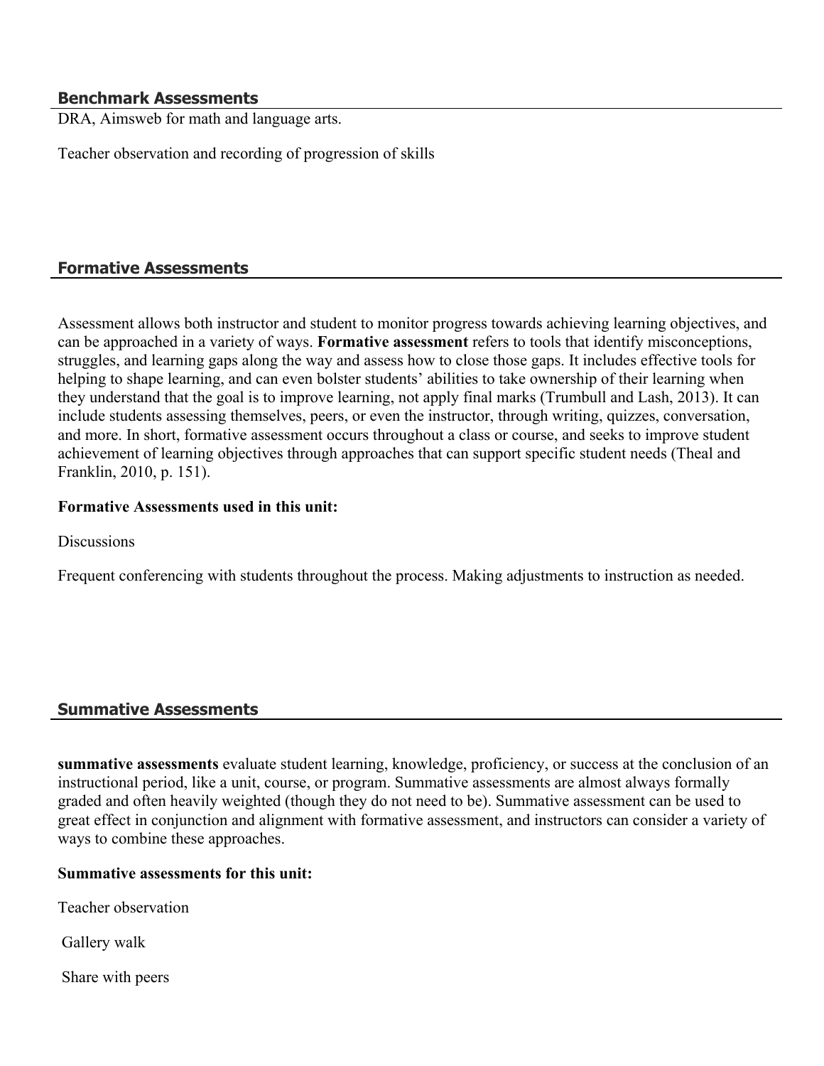## Benchmark Assessments

DRA, Aimsweb for math and language arts.

Teacher observation and recording of progression of skills

## Formative Assessments

Assessment allows both instructor and student to monitor progress towards achieving learning objectives, and can be approached in a variety of ways. **Formative assessment** refers to tools that identify misconceptions, struggles, and learning gaps along the way and assess how to close those gaps. It includes effective tools for helping to shape learning, and can even bolster students' abilities to take ownership of their learning when they understand that the goal is to improve learning, not apply final marks (Trumbull and Lash, 2013). It can include students assessing themselves, peers, or even the instructor, through writing, quizzes, conversation, and more. In short, formative assessment occurs throughout a class or course, and seeks to improve student achievement of learning objectives through approaches that can support specific student needs (Theal and Franklin, 2010, p. 151).

**Formative Assessments used in this unit:**

Discussions

Frequent conferencing with students throughout the process. Making adjustments to instruction as needed.

## Summative Assessments

**summative assessments** evaluate student learning, knowledge, proficiency, or success at the conclusion of an instructional period, like a unit, course, or program. Summative assessments are almost always formally graded and often heavily weighted (though they do not need to be). Summative assessment can be used to great effect in conjunction and alignment with formative assessment, and instructors can consider a variety of ways to combine these approaches.

**Summative assessments for this unit:**

Teacher observation

Gallery walk

Share with peers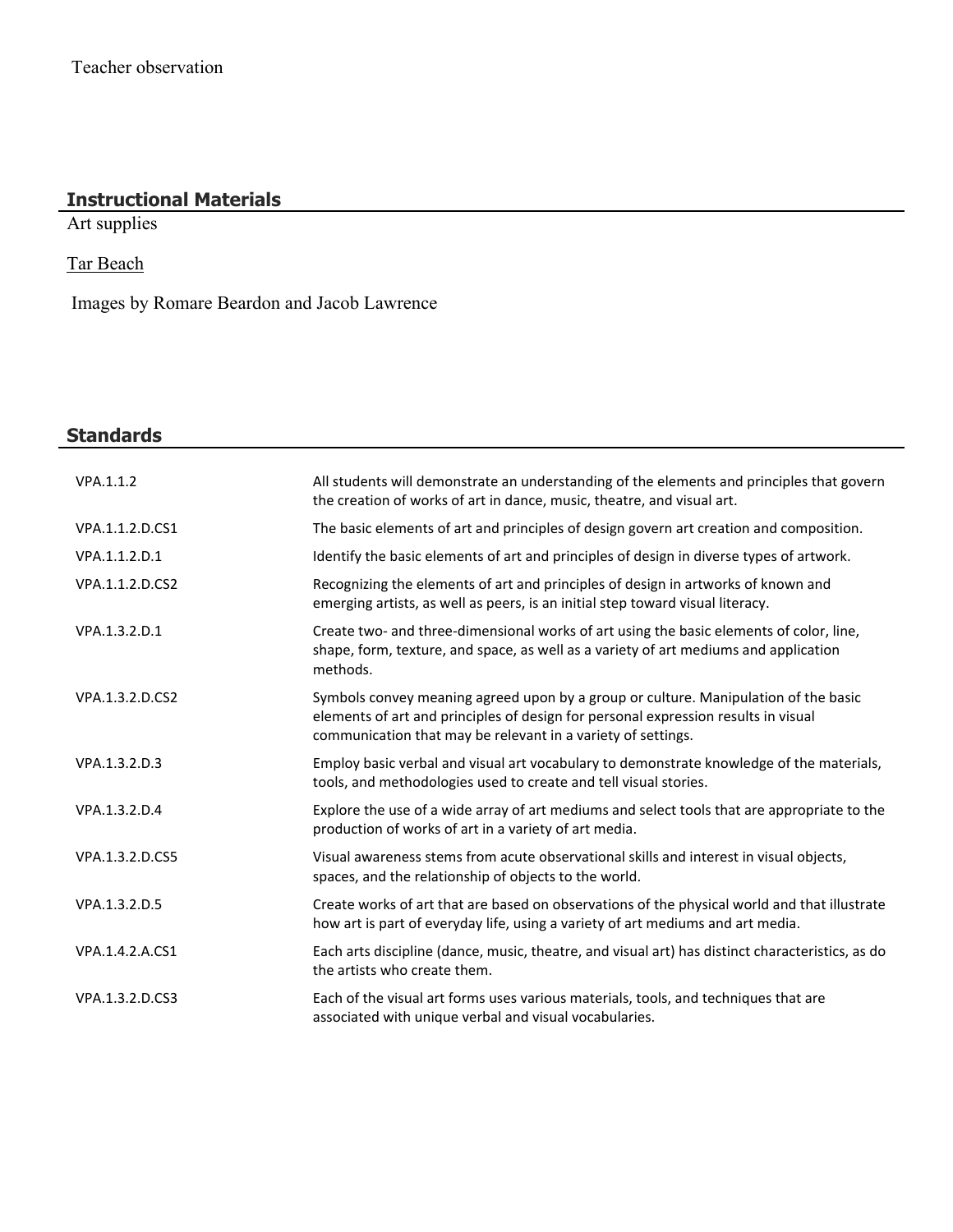Teacher observation

## Instructional Materials

Art supplies

Tar Beach

Images by Romare Beardon and Jacob Lawrence

## Standards

| | |
|---|---|
| VPA.1.1.2 | All students will demonstrate an understanding of the elements and principles that govern the creation of works of art in dance, music, theatre, and visual art. |
| VPA.1.1.2.D.CS1 | The basic elements of art and principles of design govern art creation and composition. |
| VPA.1.1.2.D.1 | Identify the basic elements of art and principles of design in diverse types of artwork. |
| VPA.1.1.2.D.CS2 | Recognizing the elements of art and principles of design in artworks of known and emerging artists, as well as peers, is an initial step toward visual literacy. |
| VPA.1.3.2.D.1 | Create two- and three-dimensional works of art using the basic elements of color, line, shape, form, texture, and space, as well as a variety of art mediums and application methods. |
| VPA.1.3.2.D.CS2 | Symbols convey meaning agreed upon by a group or culture. Manipulation of the basic elements of art and principles of design for personal expression results in visual communication that may be relevant in a variety of settings. |
| VPA.1.3.2.D.3 | Employ basic verbal and visual art vocabulary to demonstrate knowledge of the materials, tools, and methodologies used to create and tell visual stories. |
| VPA.1.3.2.D.4 | Explore the use of a wide array of art mediums and select tools that are appropriate to the production of works of art in a variety of art media. |
| VPA.1.3.2.D.CS5 | Visual awareness stems from acute observational skills and interest in visual objects, spaces, and the relationship of objects to the world. |
| VPA.1.3.2.D.5 | Create works of art that are based on observations of the physical world and that illustrate how art is part of everyday life, using a variety of art mediums and art media. |
| VPA.1.4.2.A.CS1 | Each arts discipline (dance, music, theatre, and visual art) has distinct characteristics, as do the artists who create them. |
| VPA.1.3.2.D.CS3 | Each of the visual art forms uses various materials, tools, and techniques that are associated with unique verbal and visual vocabularies. |